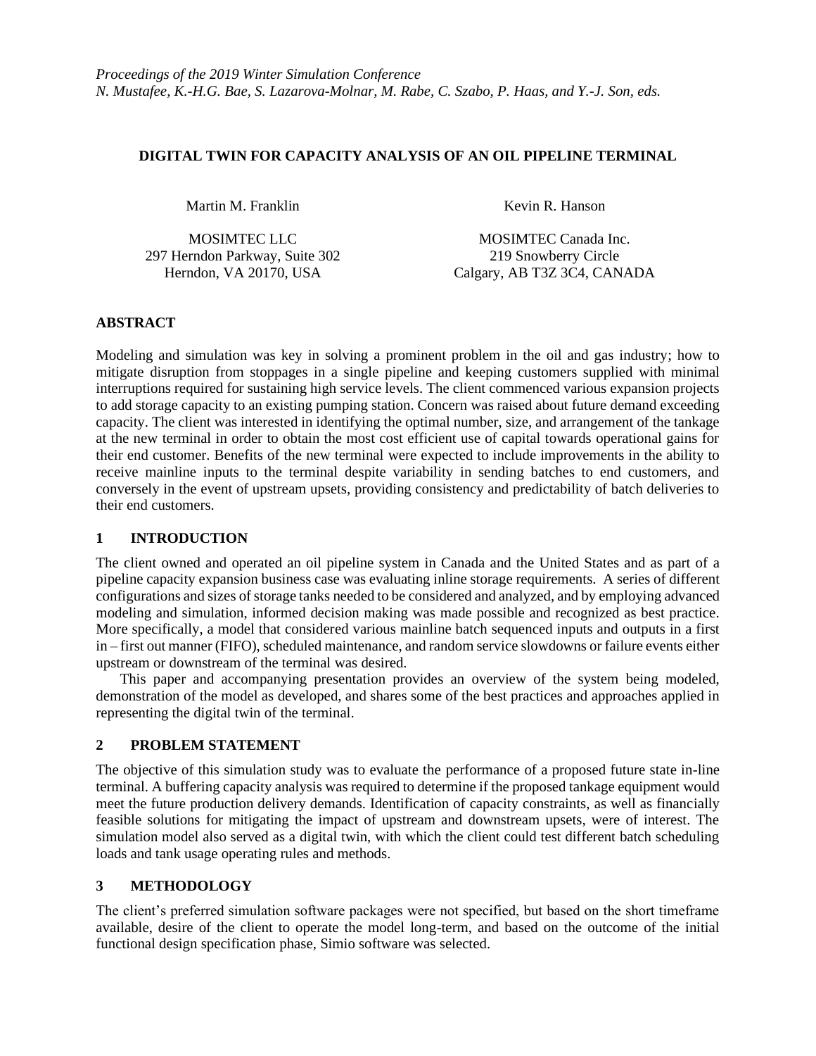*Proceedings of the 2019 Winter Simulation Conference*
*N. Mustafee, K.-H.G. Bae, S. Lazarova-Molnar, M. Rabe, C. Szabo, P. Haas, and Y.-J. Son, eds.*

# DIGITAL TWIN FOR CAPACITY ANALYSIS OF AN OIL PIPELINE TERMINAL

Martin M. Franklin

MOSIMTEC LLC
297 Herndon Parkway, Suite 302
Herndon, VA 20170, USA

Kevin R. Hanson

MOSIMTEC Canada Inc.
219 Snowberry Circle
Calgary, AB T3Z 3C4, CANADA

## ABSTRACT

Modeling and simulation was key in solving a prominent problem in the oil and gas industry; how to mitigate disruption from stoppages in a single pipeline and keeping customers supplied with minimal interruptions required for sustaining high service levels. The client commenced various expansion projects to add storage capacity to an existing pumping station. Concern was raised about future demand exceeding capacity. The client was interested in identifying the optimal number, size, and arrangement of the tankage at the new terminal in order to obtain the most cost efficient use of capital towards operational gains for their end customer. Benefits of the new terminal were expected to include improvements in the ability to receive mainline inputs to the terminal despite variability in sending batches to end customers, and conversely in the event of upstream upsets, providing consistency and predictability of batch deliveries to their end customers.

## 1 INTRODUCTION

The client owned and operated an oil pipeline system in Canada and the United States and as part of a pipeline capacity expansion business case was evaluating inline storage requirements. A series of different configurations and sizes of storage tanks needed to be considered and analyzed, and by employing advanced modeling and simulation, informed decision making was made possible and recognized as best practice. More specifically, a model that considered various mainline batch sequenced inputs and outputs in a first in – first out manner (FIFO), scheduled maintenance, and random service slowdowns or failure events either upstream or downstream of the terminal was desired.

This paper and accompanying presentation provides an overview of the system being modeled, demonstration of the model as developed, and shares some of the best practices and approaches applied in representing the digital twin of the terminal.

## 2 PROBLEM STATEMENT

The objective of this simulation study was to evaluate the performance of a proposed future state in-line terminal. A buffering capacity analysis was required to determine if the proposed tankage equipment would meet the future production delivery demands. Identification of capacity constraints, as well as financially feasible solutions for mitigating the impact of upstream and downstream upsets, were of interest. The simulation model also served as a digital twin, with which the client could test different batch scheduling loads and tank usage operating rules and methods.

## 3 METHODOLOGY

The client's preferred simulation software packages were not specified, but based on the short timeframe available, desire of the client to operate the model long-term, and based on the outcome of the initial functional design specification phase, Simio software was selected.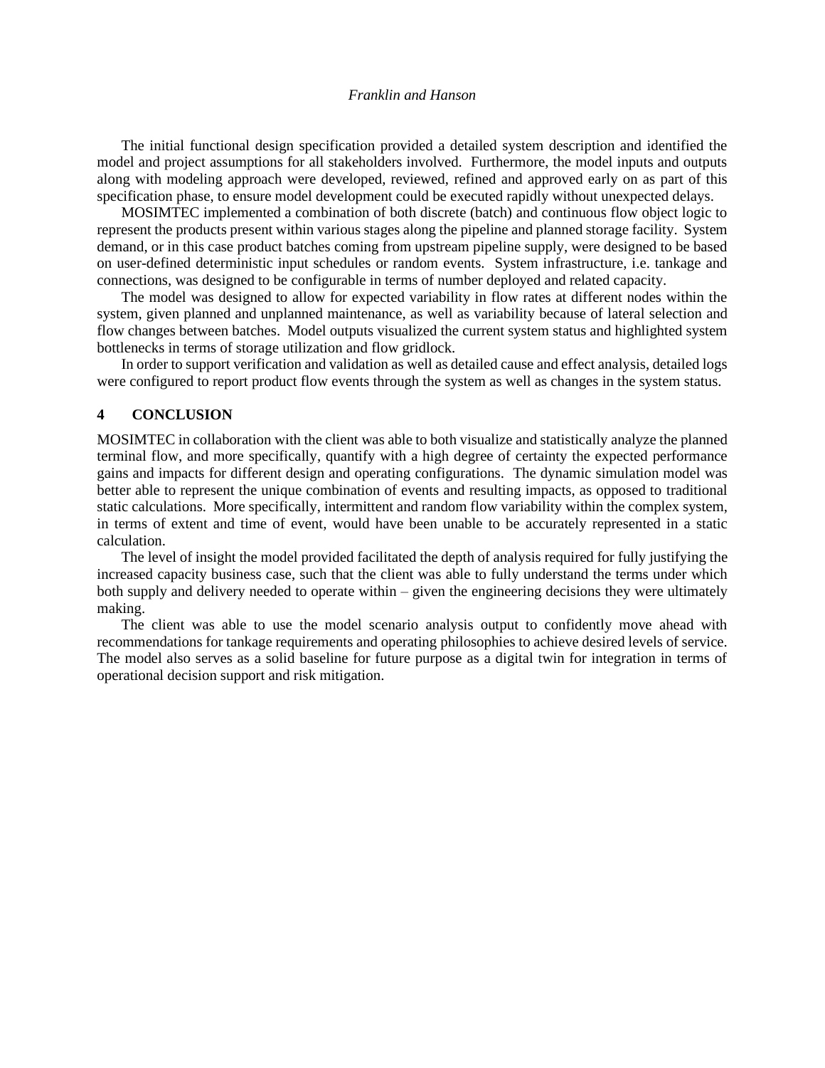The initial functional design specification provided a detailed system description and identified the model and project assumptions for all stakeholders involved. Furthermore, the model inputs and outputs along with modeling approach were developed, reviewed, refined and approved early on as part of this specification phase, to ensure model development could be executed rapidly without unexpected delays.

MOSIMTEC implemented a combination of both discrete (batch) and continuous flow object logic to represent the products present within various stages along the pipeline and planned storage facility. System demand, or in this case product batches coming from upstream pipeline supply, were designed to be based on user-defined deterministic input schedules or random events. System infrastructure, i.e. tankage and connections, was designed to be configurable in terms of number deployed and related capacity.

The model was designed to allow for expected variability in flow rates at different nodes within the system, given planned and unplanned maintenance, as well as variability because of lateral selection and flow changes between batches. Model outputs visualized the current system status and highlighted system bottlenecks in terms of storage utilization and flow gridlock.

In order to support verification and validation as well as detailed cause and effect analysis, detailed logs were configured to report product flow events through the system as well as changes in the system status.

## 4 CONCLUSION

MOSIMTEC in collaboration with the client was able to both visualize and statistically analyze the planned terminal flow, and more specifically, quantify with a high degree of certainty the expected performance gains and impacts for different design and operating configurations. The dynamic simulation model was better able to represent the unique combination of events and resulting impacts, as opposed to traditional static calculations. More specifically, intermittent and random flow variability within the complex system, in terms of extent and time of event, would have been unable to be accurately represented in a static calculation.

The level of insight the model provided facilitated the depth of analysis required for fully justifying the increased capacity business case, such that the client was able to fully understand the terms under which both supply and delivery needed to operate within – given the engineering decisions they were ultimately making.

The client was able to use the model scenario analysis output to confidently move ahead with recommendations for tankage requirements and operating philosophies to achieve desired levels of service. The model also serves as a solid baseline for future purpose as a digital twin for integration in terms of operational decision support and risk mitigation.